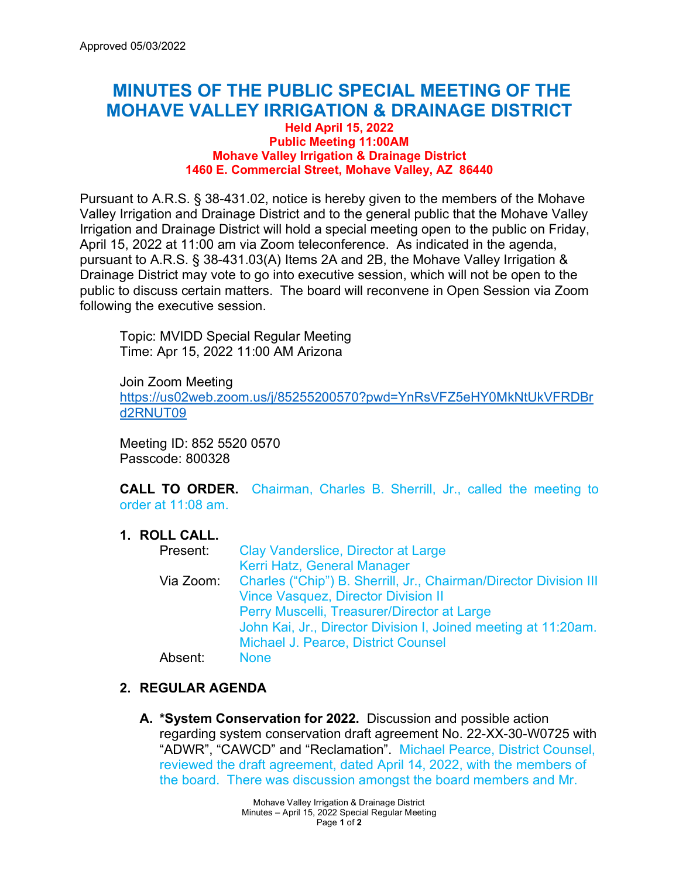Approved 05/03/2022

# MINUTES OF THE PUBLIC SPECIAL MEETING OF THE MOHAVE VALLEY IRRIGATION & DRAINAGE DISTRICT

**Held April 15, 2022**
**Public Meeting 11:00AM**
**Mohave Valley Irrigation & Drainage District**
**1460 E. Commercial Street, Mohave Valley, AZ 86440**

Pursuant to A.R.S. § 38-431.02, notice is hereby given to the members of the Mohave Valley Irrigation and Drainage District and to the general public that the Mohave Valley Irrigation and Drainage District will hold a special meeting open to the public on Friday, April 15, 2022 at 11:00 am via Zoom teleconference. As indicated in the agenda, pursuant to A.R.S. § 38-431.03(A) Items 2A and 2B, the Mohave Valley Irrigation & Drainage District may vote to go into executive session, which will not be open to the public to discuss certain matters. The board will reconvene in Open Session via Zoom following the executive session.

Topic: MVIDD Special Regular Meeting
Time: Apr 15, 2022 11:00 AM Arizona

Join Zoom Meeting
https://us02web.zoom.us/j/85255200570?pwd=YnRsVFZ5eHY0MkNtUkVFRDBrd2RNUT09

Meeting ID: 852 5520 0570
Passcode: 800328

**CALL TO ORDER.** Chairman, Charles B. Sherrill, Jr., called the meeting to order at 11:08 am.

1. **ROLL CALL.**

   Present: Clay Vanderslice, Director at Large
   Kerri Hatz, General Manager

   Via Zoom: Charles ("Chip") B. Sherrill, Jr., Chairman/Director Division III
   Vince Vasquez, Director Division II
   Perry Muscelli, Treasurer/Director at Large
   John Kai, Jr., Director Division I, Joined meeting at 11:20am.
   Michael J. Pearce, District Counsel

   Absent: None

2. **REGULAR AGENDA**

   A. **\*System Conservation for 2022.** Discussion and possible action regarding system conservation draft agreement No. 22-XX-30-W0725 with "ADWR", "CAWCD" and "Reclamation". Michael Pearce, District Counsel, reviewed the draft agreement, dated April 14, 2022, with the members of the board. There was discussion amongst the board members and Mr.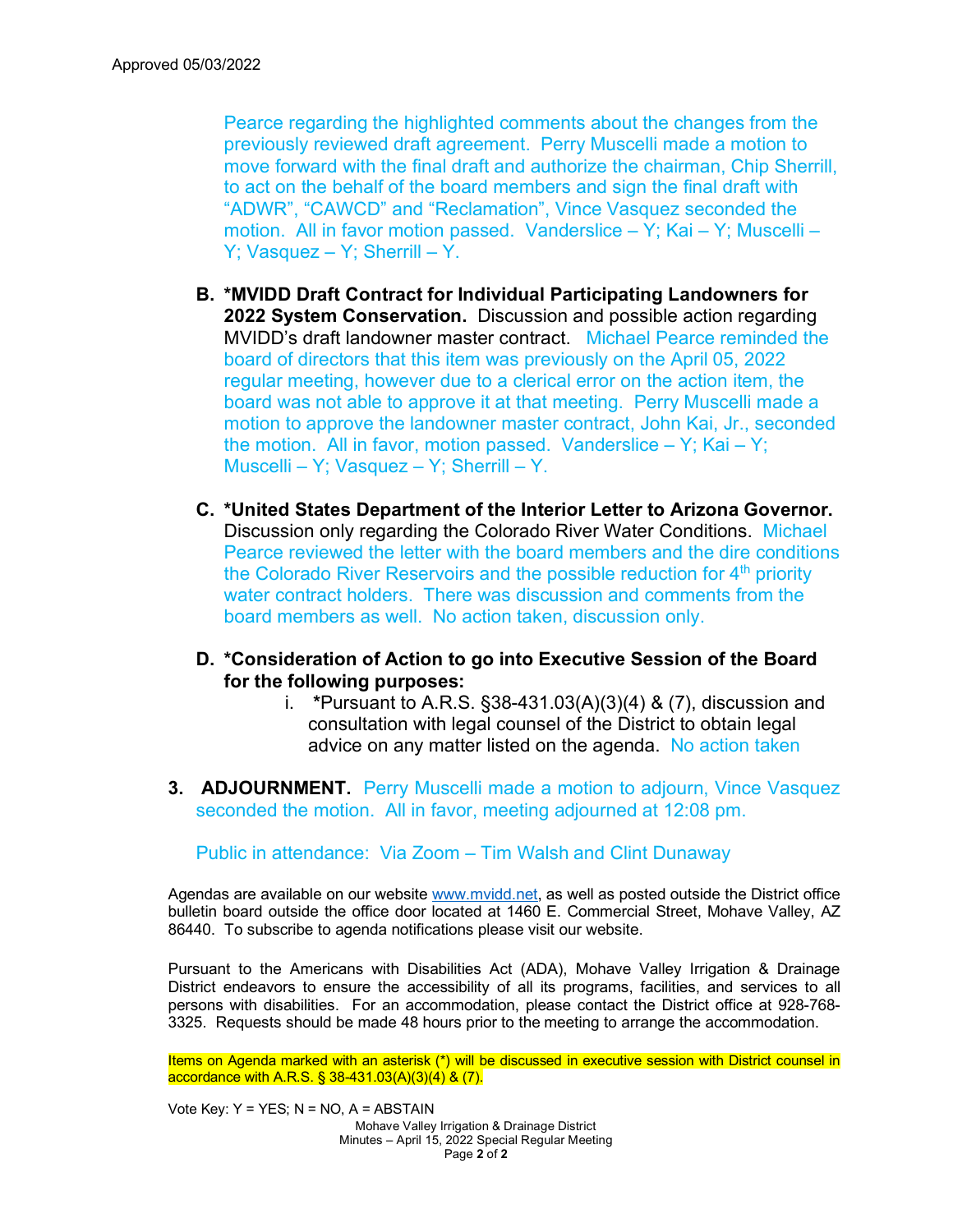Approved 05/03/2022

Pearce regarding the highlighted comments about the changes from the previously reviewed draft agreement. Perry Muscelli made a motion to move forward with the final draft and authorize the chairman, Chip Sherrill, to act on the behalf of the board members and sign the final draft with "ADWR", "CAWCD" and "Reclamation", Vince Vasquez seconded the motion. All in favor motion passed. Vanderslice – Y; Kai – Y; Muscelli – Y; Vasquez – Y; Sherrill – Y.

**B. *MVIDD Draft Contract for Individual Participating Landowners for 2022 System Conservation.** Discussion and possible action regarding MVIDD's draft landowner master contract. Michael Pearce reminded the board of directors that this item was previously on the April 05, 2022 regular meeting, however due to a clerical error on the action item, the board was not able to approve it at that meeting. Perry Muscelli made a motion to approve the landowner master contract, John Kai, Jr., seconded the motion. All in favor, motion passed. Vanderslice – Y; Kai – Y; Muscelli – Y; Vasquez – Y; Sherrill – Y.

**C. *United States Department of the Interior Letter to Arizona Governor.** Discussion only regarding the Colorado River Water Conditions. Michael Pearce reviewed the letter with the board members and the dire conditions the Colorado River Reservoirs and the possible reduction for 4th priority water contract holders. There was discussion and comments from the board members as well. No action taken, discussion only.

**D. *Consideration of Action to go into Executive Session of the Board for the following purposes:**

i. ***Pursuant to A.R.S. §38-431.03(A)(3)(4) & (7), discussion and consultation with legal counsel of the District to obtain legal advice on any matter listed on the agenda. No action taken

**3. ADJOURNMENT.** Perry Muscelli made a motion to adjourn, Vince Vasquez seconded the motion. All in favor, meeting adjourned at 12:08 pm.

Public in attendance: Via Zoom – Tim Walsh and Clint Dunaway

Agendas are available on our website www.mvidd.net, as well as posted outside the District office bulletin board outside the office door located at 1460 E. Commercial Street, Mohave Valley, AZ 86440. To subscribe to agenda notifications please visit our website.

Pursuant to the Americans with Disabilities Act (ADA), Mohave Valley Irrigation & Drainage District endeavors to ensure the accessibility of all its programs, facilities, and services to all persons with disabilities. For an accommodation, please contact the District office at 928-768-3325. Requests should be made 48 hours prior to the meeting to arrange the accommodation.

Items on Agenda marked with an asterisk (*) will be discussed in executive session with District counsel in accordance with A.R.S. § 38-431.03(A)(3)(4) & (7).

Vote Key: Y = YES; N = NO, A = ABSTAIN